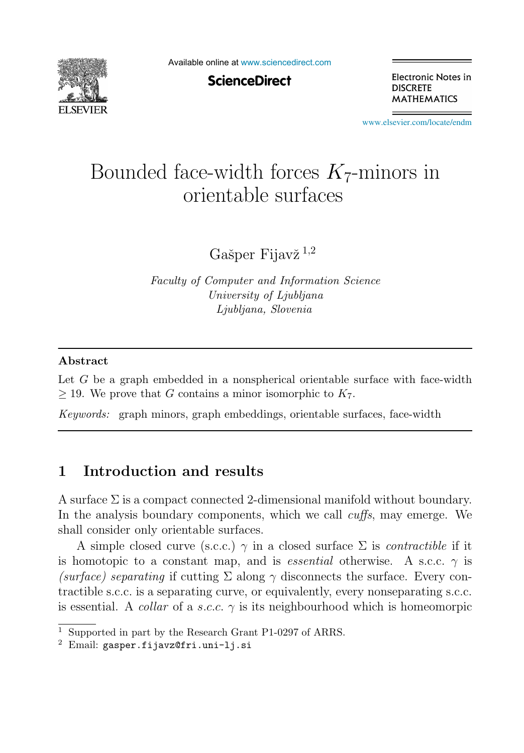# Bounded face-width forces $K_7$-minors in orientable surfaces

Gašper Fijavž [1,2]

*Faculty of Computer and Information Science*
*University of Ljubljana*
*Ljubljana, Slovenia*

## Abstract

Let $G$ be a graph embedded in a nonspherical orientable surface with face-width $\geq 19$. We prove that $G$ contains a minor isomorphic to $K_7$.

*Keywords:* graph minors, graph embeddings, orientable surfaces, face-width

## 1 Introduction and results

A surface $\Sigma$ is a compact connected 2-dimensional manifold without boundary. In the analysis boundary components, which we call *cuffs*, may emerge. We shall consider only orientable surfaces.

A simple closed curve (s.c.c.) $\gamma$ in a closed surface $\Sigma$ is *contractible* if it is homotopic to a constant map, and is *essential* otherwise. A s.c.c. $\gamma$ is *(surface) separating* if cutting $\Sigma$ along $\gamma$ disconnects the surface. Every contractible s.c.c. is a separating curve, or equivalently, every nonseparating s.c.c. is essential. A *collar* of a *s.c.c.* $\gamma$ is its neighbourhood which is homeomorpic

[1] Supported in part by the Research Grant P1-0297 of ARRS.

[2] Email: gasper.fijavz@fri.uni-lj.si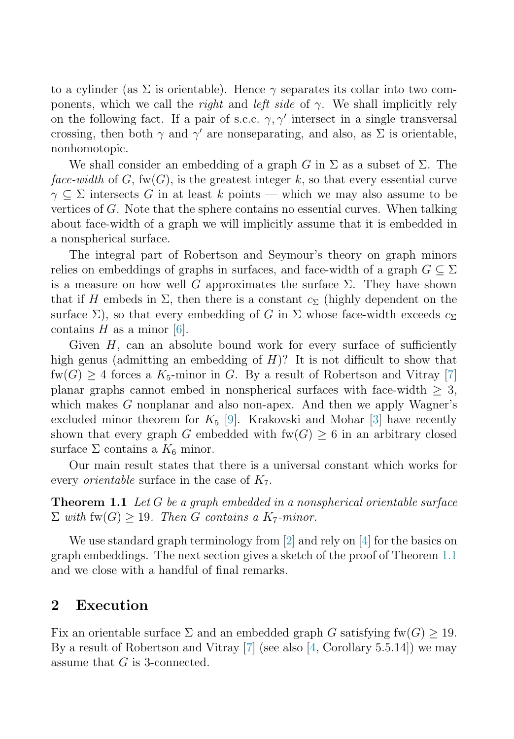to a cylinder (as $\Sigma$ is orientable). Hence $\gamma$ separates its collar into two components, which we call the *right* and *left side* of $\gamma$. We shall implicitly rely on the following fact. If a pair of s.c.c. $\gamma, \gamma'$ intersect in a single transversal crossing, then both $\gamma$ and $\gamma'$ are nonseparating, and also, as $\Sigma$ is orientable, nonhomotopic.

We shall consider an embedding of a graph $G$ in $\Sigma$ as a subset of $\Sigma$. The *face-width* of $G$, $\mathrm{fw}(G)$, is the greatest integer $k$, so that every essential curve $\gamma \subseteq \Sigma$ intersects $G$ in at least $k$ points — which we may also assume to be vertices of $G$. Note that the sphere contains no essential curves. When talking about face-width of a graph we will implicitly assume that it is embedded in a nonspherical surface.

The integral part of Robertson and Seymour's theory on graph minors relies on embeddings of graphs in surfaces, and face-width of a graph $G \subseteq \Sigma$ is a measure on how well $G$ approximates the surface $\Sigma$. They have shown that if $H$ embeds in $\Sigma$, then there is a constant $c_\Sigma$ (highly dependent on the surface $\Sigma$), so that every embedding of $G$ in $\Sigma$ whose face-width exceeds $c_\Sigma$ contains $H$ as a minor [6].

Given $H$, can an absolute bound work for every surface of sufficiently high genus (admitting an embedding of $H$)? It is not difficult to show that $\mathrm{fw}(G) \geq 4$ forces a $K_5$-minor in $G$. By a result of Robertson and Vitray [7] planar graphs cannot embed in nonspherical surfaces with face-width $\geq 3$, which makes $G$ nonplanar and also non-apex. And then we apply Wagner's excluded minor theorem for $K_5$ [9]. Krakovski and Mohar [3] have recently shown that every graph $G$ embedded with $\mathrm{fw}(G) \geq 6$ in an arbitrary closed surface $\Sigma$ contains a $K_6$ minor.

Our main result states that there is a universal constant which works for every *orientable* surface in the case of $K_7$.

**Theorem 1.1** *Let $G$ be a graph embedded in a nonspherical orientable surface $\Sigma$ with $\mathrm{fw}(G) \geq 19$. Then $G$ contains a $K_7$-minor.*

We use standard graph terminology from [2] and rely on [4] for the basics on graph embeddings. The next section gives a sketch of the proof of Theorem 1.1 and we close with a handful of final remarks.

## 2 Execution

Fix an orientable surface $\Sigma$ and an embedded graph $G$ satisfying $\mathrm{fw}(G) \geq 19$. By a result of Robertson and Vitray [7] (see also [4, Corollary 5.5.14]) we may assume that $G$ is 3-connected.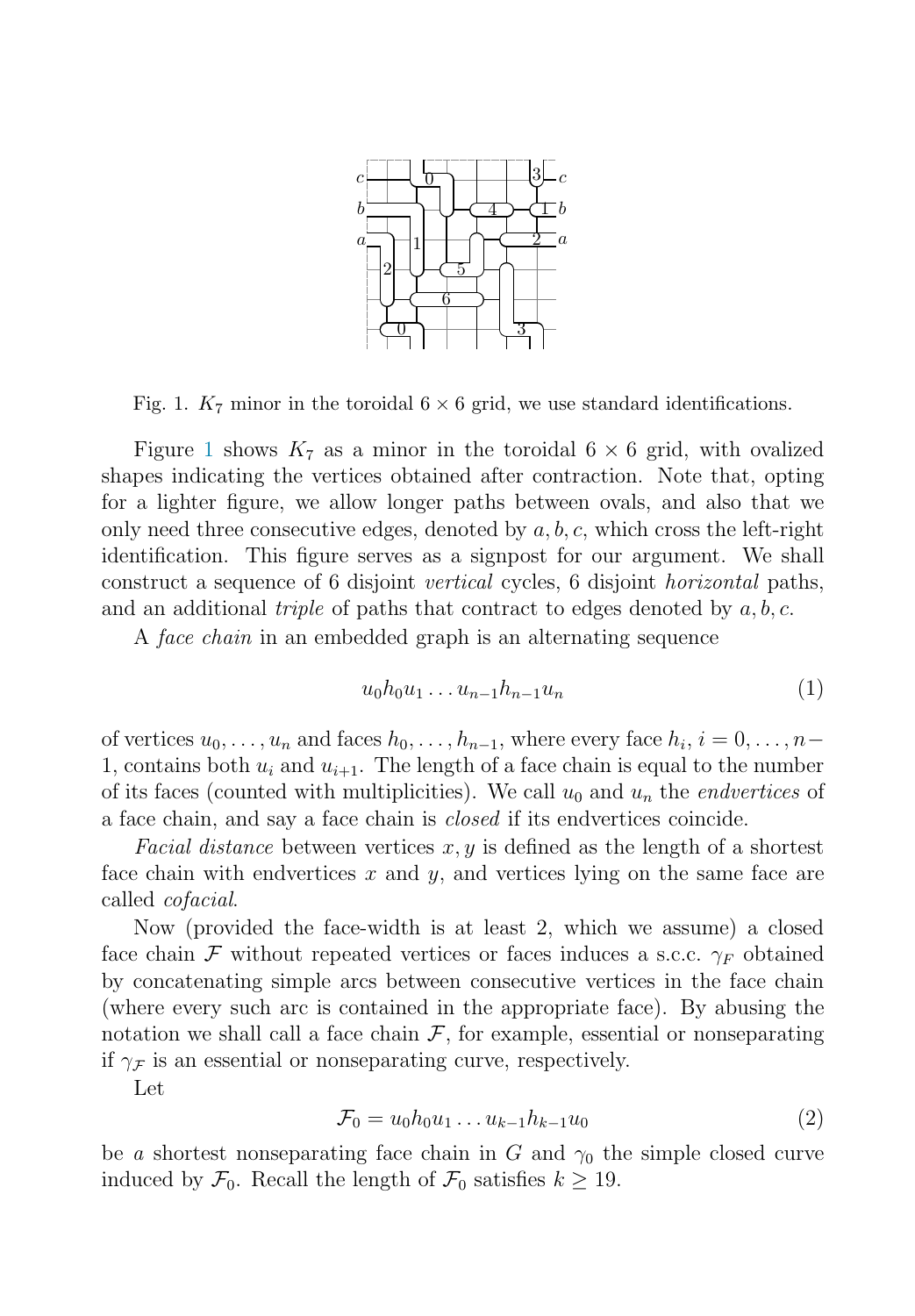Fig. 1. $K_7$ minor in the toroidal $6 \times 6$ grid, we use standard identifications.

Figure 1 shows $K_7$ as a minor in the toroidal $6 \times 6$ grid, with ovalized shapes indicating the vertices obtained after contraction. Note that, opting for a lighter figure, we allow longer paths between ovals, and also that we only need three consecutive edges, denoted by $a, b, c$, which cross the left-right identification. This figure serves as a signpost for our argument. We shall construct a sequence of 6 disjoint *vertical* cycles, 6 disjoint *horizontal* paths, and an additional *triple* of paths that contract to edges denoted by $a, b, c$.

A *face chain* in an embedded graph is an alternating sequence

$$u_0 h_0 u_1 \dots u_{n-1} h_{n-1} u_n \tag{1}$$

of vertices $u_0, \dots, u_n$ and faces $h_0, \dots, h_{n-1}$, where every face $h_i$, $i = 0, \dots, n-1$, contains both $u_i$ and $u_{i+1}$. The length of a face chain is equal to the number of its faces (counted with multiplicities). We call $u_0$ and $u_n$ the *endvertices* of a face chain, and say a face chain is *closed* if its endvertices coincide.

*Facial distance* between vertices $x, y$ is defined as the length of a shortest face chain with endvertices $x$ and $y$, and vertices lying on the same face are called *cofacial*.

Now (provided the face-width is at least 2, which we assume) a closed face chain $\mathcal{F}$ without repeated vertices or faces induces a s.c.c. $\gamma_F$ obtained by concatenating simple arcs between consecutive vertices in the face chain (where every such arc is contained in the appropriate face). By abusing the notation we shall call a face chain $\mathcal{F}$, for example, essential or nonseparating if $\gamma_{\mathcal{F}}$ is an essential or nonseparating curve, respectively.

Let

$$\mathcal{F}_0 = u_0 h_0 u_1 \dots u_{k-1} h_{k-1} u_0 \tag{2}$$

be *a* shortest nonseparating face chain in $G$ and $\gamma_0$ the simple closed curve induced by $\mathcal{F}_0$. Recall the length of $\mathcal{F}_0$ satisfies $k \geq 19$.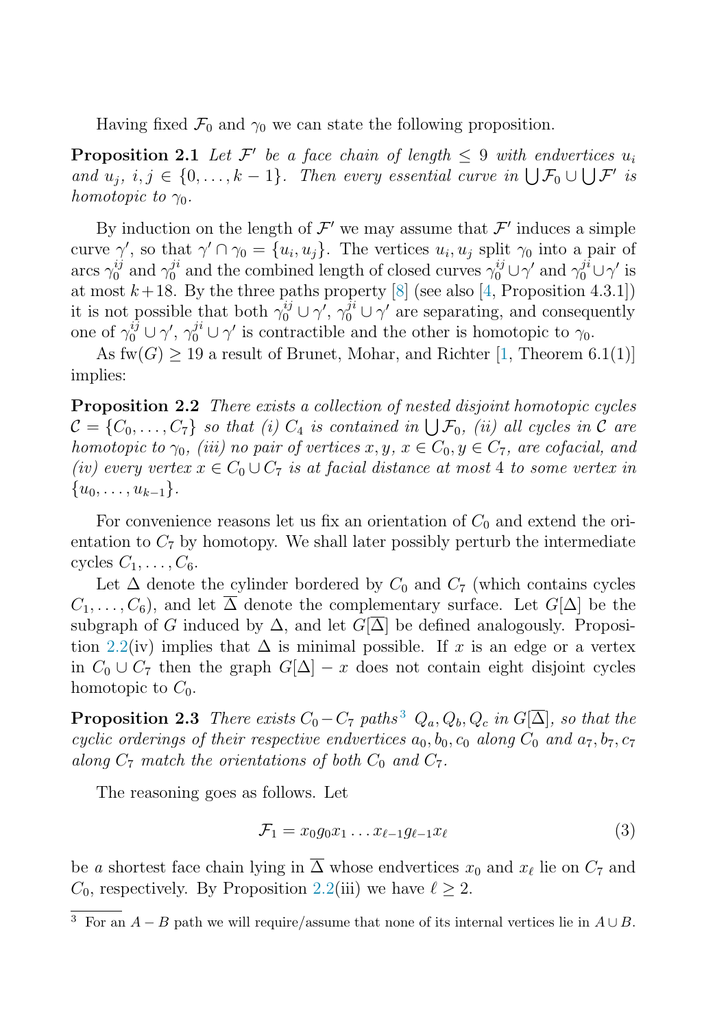Having fixed $\mathcal{F}_0$ and $\gamma_0$ we can state the following proposition.

**Proposition 2.1** *Let $\mathcal{F}'$ be a face chain of length $\leq 9$ with endvertices $u_i$ and $u_j$, $i,j \in \{0,\ldots,k-1\}$. Then every essential curve in $\bigcup \mathcal{F}_0 \cup \bigcup \mathcal{F}'$ is homotopic to $\gamma_0$.*

By induction on the length of $\mathcal{F}'$ we may assume that $\mathcal{F}'$ induces a simple curve $\gamma'$, so that $\gamma' \cap \gamma_0 = \{u_i, u_j\}$. The vertices $u_i, u_j$ split $\gamma_0$ into a pair of arcs $\gamma_0^{ij}$ and $\gamma_0^{ji}$ and the combined length of closed curves $\gamma_0^{ij} \cup \gamma'$ and $\gamma_0^{ji} \cup \gamma'$ is at most $k+18$. By the three paths property [8] (see also [4, Proposition 4.3.1]) it is not possible that both $\gamma_0^{ij} \cup \gamma'$, $\gamma_0^{ji} \cup \gamma'$ are separating, and consequently one of $\gamma_0^{ij} \cup \gamma'$, $\gamma_0^{ji} \cup \gamma'$ is contractible and the other is homotopic to $\gamma_0$.

As $\mathrm{fw}(G) \geq 19$ a result of Brunet, Mohar, and Richter [1, Theorem 6.1(1)] implies:

**Proposition 2.2** *There exists a collection of nested disjoint homotopic cycles $\mathcal{C} = \{C_0, \ldots, C_7\}$ so that (i) $C_4$ is contained in $\bigcup \mathcal{F}_0$, (ii) all cycles in $\mathcal{C}$ are homotopic to $\gamma_0$, (iii) no pair of vertices $x, y$, $x \in C_0, y \in C_7$, are cofacial, and (iv) every vertex $x \in C_0 \cup C_7$ is at facial distance at most 4 to some vertex in $\{u_0, \ldots, u_{k-1}\}$.*

For convenience reasons let us fix an orientation of $C_0$ and extend the orientation to $C_7$ by homotopy. We shall later possibly perturb the intermediate cycles $C_1, \ldots, C_6$.

Let $\Delta$ denote the cylinder bordered by $C_0$ and $C_7$ (which contains cycles $C_1, \ldots, C_6$), and let $\overline{\Delta}$ denote the complementary surface. Let $G[\Delta]$ be the subgraph of $G$ induced by $\Delta$, and let $G[\overline{\Delta}]$ be defined analogously. Proposition 2.2(iv) implies that $\Delta$ is minimal possible. If $x$ is an edge or a vertex in $C_0 \cup C_7$ then the graph $G[\Delta] - x$ does not contain eight disjoint cycles homotopic to $C_0$.

**Proposition 2.3** *There exists $C_0 - C_7$ paths[3] $Q_a, Q_b, Q_c$ in $G[\overline{\Delta}]$, so that the cyclic orderings of their respective endvertices $a_0, b_0, c_0$ along $C_0$ and $a_7, b_7, c_7$ along $C_7$ match the orientations of both $C_0$ and $C_7$.*

The reasoning goes as follows. Let

$$\mathcal{F}_1 = x_0 g_0 x_1 \ldots x_{\ell-1} g_{\ell-1} x_\ell \tag{3}$$

be *a* shortest face chain lying in $\overline{\Delta}$ whose endvertices $x_0$ and $x_\ell$ lie on $C_7$ and $C_0$, respectively. By Proposition 2.2(iii) we have $\ell \geq 2$.

[3] For an $A - B$ path we will require/assume that none of its internal vertices lie in $A \cup B$.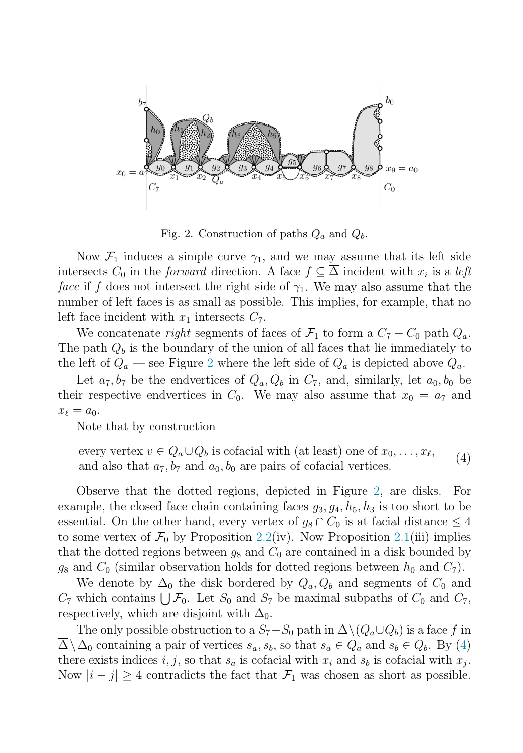Fig. 2. Construction of paths $Q_a$ and $Q_b$.

Now $\mathcal{F}_1$ induces a simple curve $\gamma_1$, and we may assume that its left side intersects $C_0$ in the *forward* direction. A face $f \subseteq \overline{\Delta}$ incident with $x_i$ is a *left face* if $f$ does not intersect the right side of $\gamma_1$. We may also assume that the number of left faces is as small as possible. This implies, for example, that no left face incident with $x_1$ intersects $C_7$.

We concatenate *right* segments of faces of $\mathcal{F}_1$ to form a $C_7 - C_0$ path $Q_a$. The path $Q_b$ is the boundary of the union of all faces that lie immediately to the left of $Q_a$ — see Figure 2 where the left side of $Q_a$ is depicted above $Q_a$.

Let $a_7, b_7$ be the endvertices of $Q_a, Q_b$ in $C_7$, and, similarly, let $a_0, b_0$ be their respective endvertices in $C_0$. We may also assume that $x_0 = a_7$ and $x_\ell = a_0$.

Note that by construction

$$\text{every vertex } v \in Q_a \cup Q_b \text{ is cofacial with (at least) one of } x_0, \ldots, x_\ell, \text{ and also that } a_7, b_7 \text{ and } a_0, b_0 \text{ are pairs of cofacial vertices.} \tag{4}$$

Observe that the dotted regions, depicted in Figure 2, are disks. For example, the closed face chain containing faces $g_3, g_4, h_5, h_3$ is too short to be essential. On the other hand, every vertex of $g_8 \cap C_0$ is at facial distance $\leq 4$ to some vertex of $\mathcal{F}_0$ by Proposition 2.2(iv). Now Proposition 2.1(iii) implies that the dotted regions between $g_8$ and $C_0$ are contained in a disk bounded by $g_8$ and $C_0$ (similar observation holds for dotted regions between $h_0$ and $C_7$).

We denote by $\Delta_0$ the disk bordered by $Q_a, Q_b$ and segments of $C_0$ and $C_7$ which contains $\bigcup \mathcal{F}_0$. Let $S_0$ and $S_7$ be maximal subpaths of $C_0$ and $C_7$, respectively, which are disjoint with $\Delta_0$.

The only possible obstruction to a $S_7 - S_0$ path in $\overline{\Delta} \setminus (Q_a \cup Q_b)$ is a face $f$ in $\overline{\Delta} \setminus \Delta_0$ containing a pair of vertices $s_a, s_b$, so that $s_a \in Q_a$ and $s_b \in Q_b$. By (4) there exists indices $i, j$, so that $s_a$ is cofacial with $x_i$ and $s_b$ is cofacial with $x_j$. Now $|i - j| \geq 4$ contradicts the fact that $\mathcal{F}_1$ was chosen as short as possible.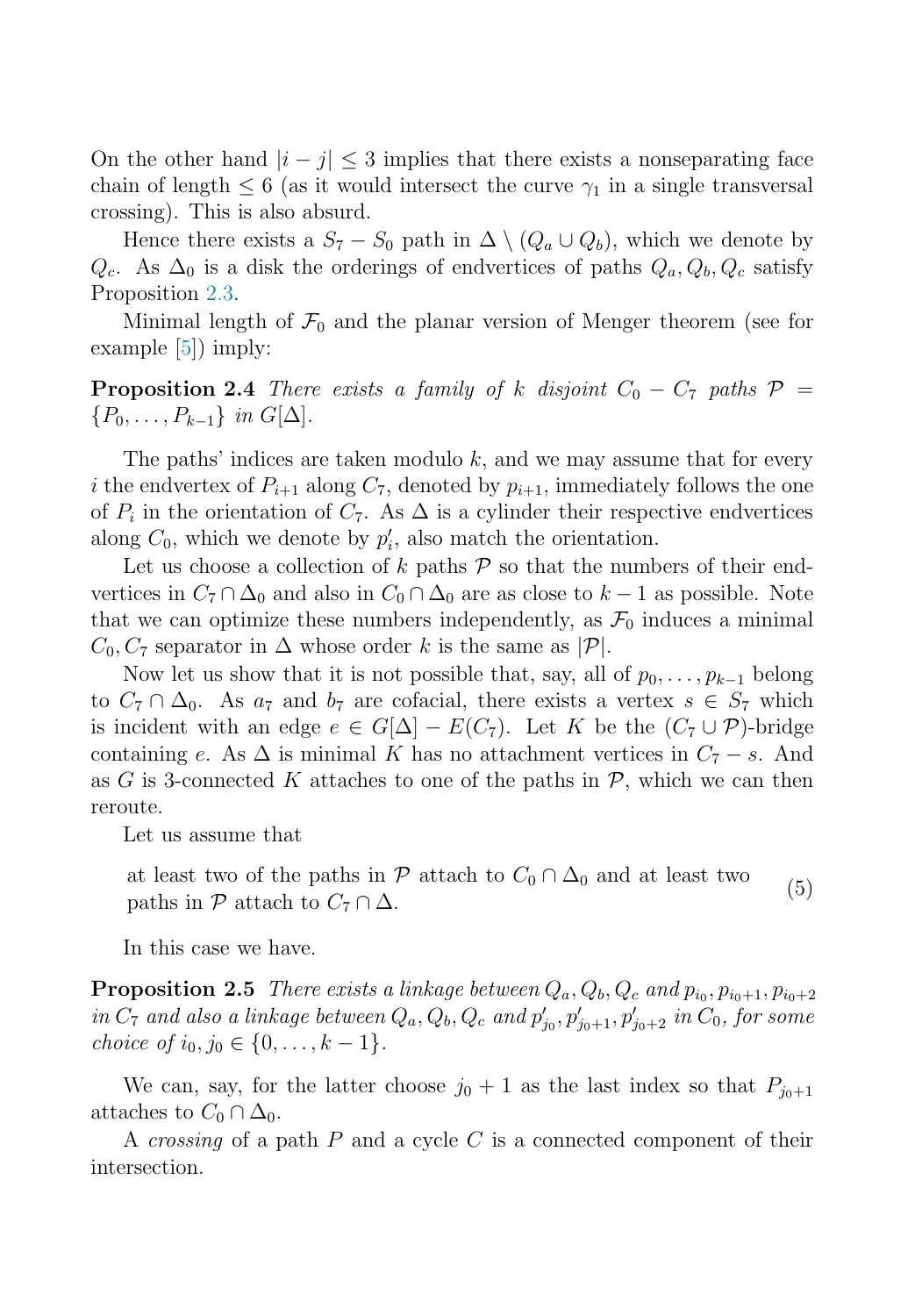On the other hand $|i - j| \leq 3$ implies that there exists a nonseparating face chain of length $\leq 6$ (as it would intersect the curve $\gamma_1$ in a single transversal crossing). This is also absurd.

Hence there exists a $S_7 - S_0$ path in $\Delta \setminus (Q_a \cup Q_b)$, which we denote by $Q_c$. As $\Delta_0$ is a disk the orderings of endvertices of paths $Q_a, Q_b, Q_c$ satisfy Proposition 2.3.

Minimal length of $\mathcal{F}_0$ and the planar version of Menger theorem (see for example [5]) imply:

**Proposition 2.4** *There exists a family of $k$ disjoint $C_0 - C_7$ paths $\mathcal{P} = \{P_0, \ldots, P_{k-1}\}$ in $G[\Delta]$.*

The paths' indices are taken modulo $k$, and we may assume that for every $i$ the endvertex of $P_{i+1}$ along $C_7$, denoted by $p_{i+1}$, immediately follows the one of $P_i$ in the orientation of $C_7$. As $\Delta$ is a cylinder their respective endvertices along $C_0$, which we denote by $p'_i$, also match the orientation.

Let us choose a collection of $k$ paths $\mathcal{P}$ so that the numbers of their endvertices in $C_7 \cap \Delta_0$ and also in $C_0 \cap \Delta_0$ are as close to $k - 1$ as possible. Note that we can optimize these numbers independently, as $\mathcal{F}_0$ induces a minimal $C_0, C_7$ separator in $\Delta$ whose order $k$ is the same as $|\mathcal{P}|$.

Now let us show that it is not possible that, say, all of $p_0, \ldots, p_{k-1}$ belong to $C_7 \cap \Delta_0$. As $a_7$ and $b_7$ are cofacial, there exists a vertex $s \in S_7$ which is incident with an edge $e \in G[\Delta] - E(C_7)$. Let $K$ be the $(C_7 \cup \mathcal{P})$-bridge containing $e$. As $\Delta$ is minimal $K$ has no attachment vertices in $C_7 - s$. And as $G$ is 3-connected $K$ attaches to one of the paths in $\mathcal{P}$, which we can then reroute.

Let us assume that

$$\text{at least two of the paths in } \mathcal{P} \text{ attach to } C_0 \cap \Delta_0 \text{ and at least two paths in } \mathcal{P} \text{ attach to } C_7 \cap \Delta. \tag{5}$$

In this case we have.

**Proposition 2.5** *There exists a linkage between $Q_a, Q_b, Q_c$ and $p_{i_0}, p_{i_0+1}, p_{i_0+2}$ in $C_7$ and also a linkage between $Q_a, Q_b, Q_c$ and $p'_{j_0}, p'_{j_0+1}, p'_{j_0+2}$ in $C_0$, for some choice of $i_0, j_0 \in \{0, \ldots, k-1\}$.*

We can, say, for the latter choose $j_0 + 1$ as the last index so that $P_{j_0+1}$ attaches to $C_0 \cap \Delta_0$.

A *crossing* of a path $P$ and a cycle $C$ is a connected component of their intersection.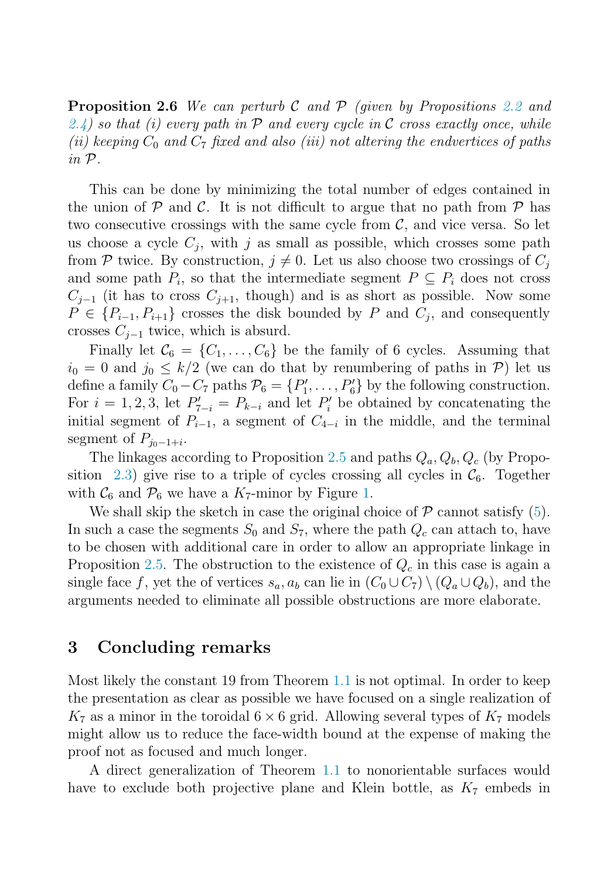**Proposition 2.6** *We can perturb $\mathcal{C}$ and $\mathcal{P}$ (given by Propositions 2.2 and 2.4) so that (i) every path in $\mathcal{P}$ and every cycle in $\mathcal{C}$ cross exactly once, while (ii) keeping $C_0$ and $C_7$ fixed and also (iii) not altering the endvertices of paths in $\mathcal{P}$.*

This can be done by minimizing the total number of edges contained in the union of $\mathcal{P}$ and $\mathcal{C}$. It is not difficult to argue that no path from $\mathcal{P}$ has two consecutive crossings with the same cycle from $\mathcal{C}$, and vice versa. So let us choose a cycle $C_j$, with $j$ as small as possible, which crosses some path from $\mathcal{P}$ twice. By construction, $j \neq 0$. Let us also choose two crossings of $C_j$ and some path $P_i$, so that the intermediate segment $P \subseteq P_i$ does not cross $C_{j-1}$ (it has to cross $C_{j+1}$, though) and is as short as possible. Now some $P \in \{P_{i-1}, P_{i+1}\}$ crosses the disk bounded by $P$ and $C_j$, and consequently crosses $C_{j-1}$ twice, which is absurd.

Finally let $\mathcal{C}_6 = \{C_1, \ldots, C_6\}$ be the family of 6 cycles. Assuming that $i_0 = 0$ and $j_0 \leq k/2$ (we can do that by renumbering of paths in $\mathcal{P}$) let us define a family $C_0 - C_7$ paths $\mathcal{P}_6 = \{P'_1, \ldots, P'_6\}$ by the following construction. For $i = 1, 2, 3$, let $P'_{7-i} = P_{k-i}$ and let $P'_i$ be obtained by concatenating the initial segment of $P_{i-1}$, a segment of $C_{4-i}$ in the middle, and the terminal segment of $P_{j_0-1+i}$.

The linkages according to Proposition 2.5 and paths $Q_a, Q_b, Q_c$ (by Proposition 2.3) give rise to a triple of cycles crossing all cycles in $\mathcal{C}_6$. Together with $\mathcal{C}_6$ and $\mathcal{P}_6$ we have a $K_7$-minor by Figure 1.

We shall skip the sketch in case the original choice of $\mathcal{P}$ cannot satisfy (5). In such a case the segments $S_0$ and $S_7$, where the path $Q_c$ can attach to, have to be chosen with additional care in order to allow an appropriate linkage in Proposition 2.5. The obstruction to the existence of $Q_c$ in this case is again a single face $f$, yet the of vertices $s_a, a_b$ can lie in $(C_0 \cup C_7) \setminus (Q_a \cup Q_b)$, and the arguments needed to eliminate all possible obstructions are more elaborate.

## 3 Concluding remarks

Most likely the constant 19 from Theorem 1.1 is not optimal. In order to keep the presentation as clear as possible we have focused on a single realization of $K_7$ as a minor in the toroidal $6 \times 6$ grid. Allowing several types of $K_7$ models might allow us to reduce the face-width bound at the expense of making the proof not as focused and much longer.

A direct generalization of Theorem 1.1 to nonorientable surfaces would have to exclude both projective plane and Klein bottle, as $K_7$ embeds in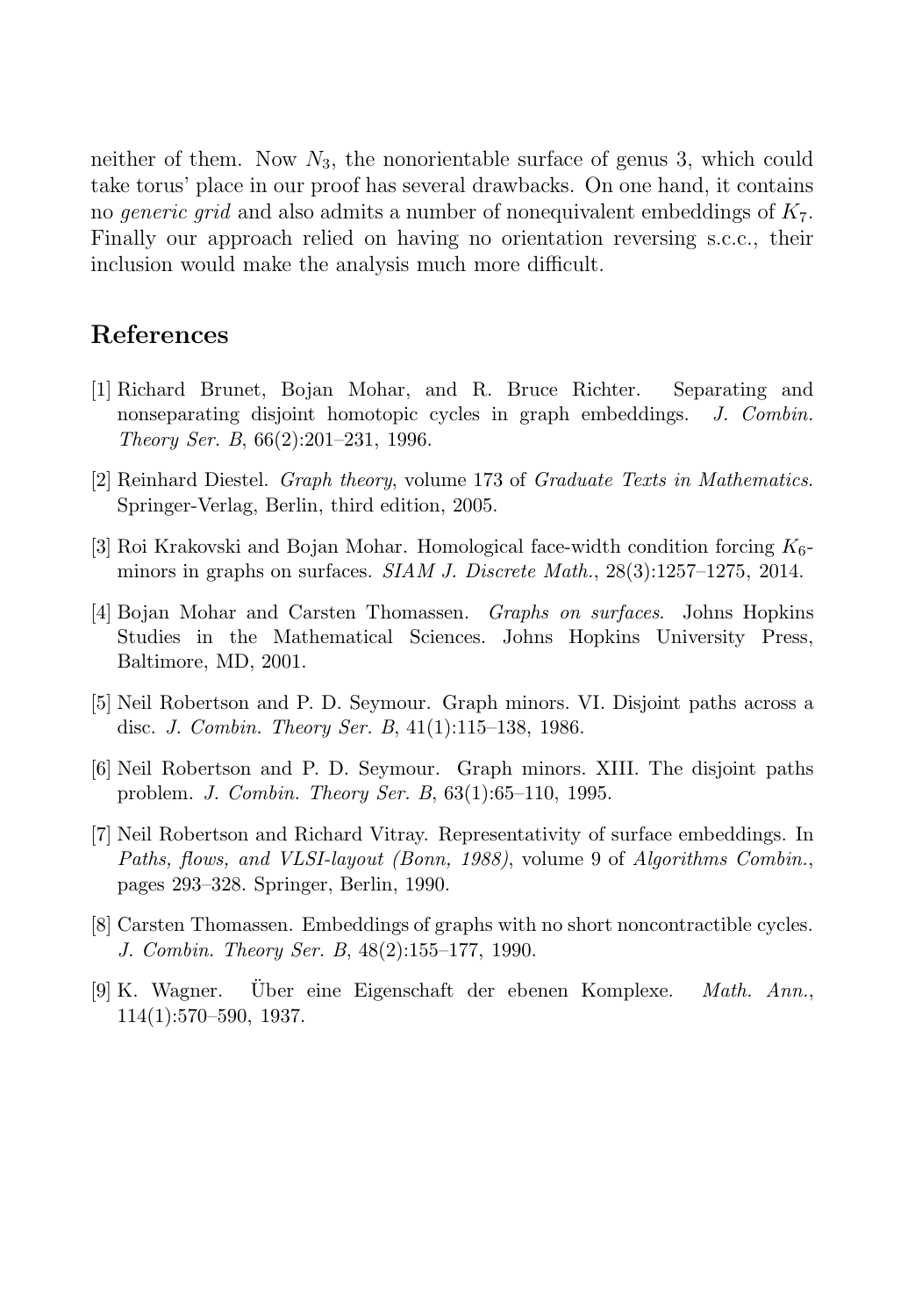neither of them. Now $N_3$, the nonorientable surface of genus 3, which could take torus' place in our proof has several drawbacks. On one hand, it contains no *generic grid* and also admits a number of nonequivalent embeddings of $K_7$. Finally our approach relied on having no orientation reversing s.c.c., their inclusion would make the analysis much more difficult.

## References

[1] Richard Brunet, Bojan Mohar, and R. Bruce Richter. Separating and nonseparating disjoint homotopic cycles in graph embeddings. *J. Combin. Theory Ser. B*, 66(2):201–231, 1996.

[2] Reinhard Diestel. *Graph theory*, volume 173 of *Graduate Texts in Mathematics*. Springer-Verlag, Berlin, third edition, 2005.

[3] Roi Krakovski and Bojan Mohar. Homological face-width condition forcing $K_6$-minors in graphs on surfaces. *SIAM J. Discrete Math.*, 28(3):1257–1275, 2014.

[4] Bojan Mohar and Carsten Thomassen. *Graphs on surfaces*. Johns Hopkins Studies in the Mathematical Sciences. Johns Hopkins University Press, Baltimore, MD, 2001.

[5] Neil Robertson and P. D. Seymour. Graph minors. VI. Disjoint paths across a disc. *J. Combin. Theory Ser. B*, 41(1):115–138, 1986.

[6] Neil Robertson and P. D. Seymour. Graph minors. XIII. The disjoint paths problem. *J. Combin. Theory Ser. B*, 63(1):65–110, 1995.

[7] Neil Robertson and Richard Vitray. Representativity of surface embeddings. In *Paths, flows, and VLSI-layout (Bonn, 1988)*, volume 9 of *Algorithms Combin.*, pages 293–328. Springer, Berlin, 1990.

[8] Carsten Thomassen. Embeddings of graphs with no short noncontractible cycles. *J. Combin. Theory Ser. B*, 48(2):155–177, 1990.

[9] K. Wagner. Über eine Eigenschaft der ebenen Komplexe. *Math. Ann.*, 114(1):570–590, 1937.